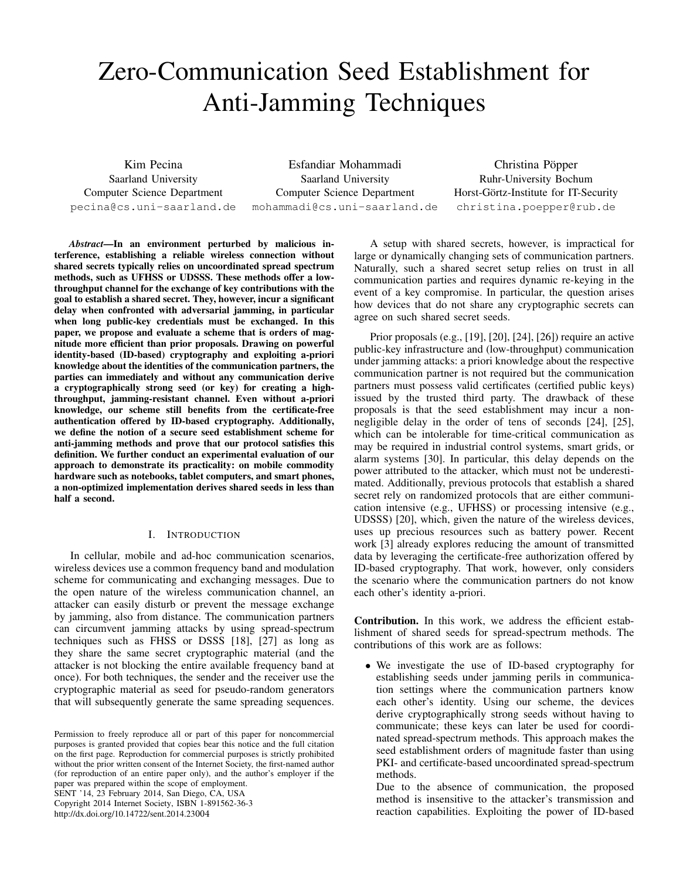# Zero-Communication Seed Establishment for Anti-Jamming Techniques

Kim Pecina
Saarland University
Computer Science Department
pecina@cs.uni-saarland.de

Esfandiar Mohammadi
Saarland University
Computer Science Department
mohammadi@cs.uni-saarland.de

Christina Pöpper
Ruhr-University Bochum
Horst-Görtz-Institute for IT-Security
christina.poepper@rub.de

***Abstract*—In an environment perturbed by malicious interference, establishing a reliable wireless connection without shared secrets typically relies on uncoordinated spread spectrum methods, such as UFHSS or UDSSS. These methods offer a low-throughput channel for the exchange of key contributions with the goal to establish a shared secret. They, however, incur a significant delay when confronted with adversarial jamming, in particular when long public-key credentials must be exchanged. In this paper, we propose and evaluate a scheme that is orders of magnitude more efficient than prior proposals. Drawing on powerful identity-based (ID-based) cryptography and exploiting a-priori knowledge about the identities of the communication partners, the parties can immediately and without any communication derive a cryptographically strong seed (or key) for creating a high-throughput, jamming-resistant channel. Even without a-priori knowledge, our scheme still benefits from the certificate-free authentication offered by ID-based cryptography. Additionally, we define the notion of a secure seed establishment scheme for anti-jamming methods and prove that our protocol satisfies this definition. We further conduct an experimental evaluation of our approach to demonstrate its practicality: on mobile commodity hardware such as notebooks, tablet computers, and smart phones, a non-optimized implementation derives shared seeds in less than half a second.**

## I. Introduction

In cellular, mobile and ad-hoc communication scenarios, wireless devices use a common frequency band and modulation scheme for communicating and exchanging messages. Due to the open nature of the wireless communication channel, an attacker can easily disturb or prevent the message exchange by jamming, also from distance. The communication partners can circumvent jamming attacks by using spread-spectrum techniques such as FHSS or DSSS [18], [27] as long as they share the same secret cryptographic material (and the attacker is not blocking the entire available frequency band at once). For both techniques, the sender and the receiver use the cryptographic material as seed for pseudo-random generators that will subsequently generate the same spreading sequences.

A setup with shared secrets, however, is impractical for large or dynamically changing sets of communication partners. Naturally, such a shared secret setup relies on trust in all communication parties and requires dynamic re-keying in the event of a key compromise. In particular, the question arises how devices that do not share any cryptographic secrets can agree on such shared secret seeds.

Prior proposals (e.g., [19], [20], [24], [26]) require an active public-key infrastructure and (low-throughput) communication under jamming attacks: a priori knowledge about the respective communication partner is not required but the communication partners must possess valid certificates (certified public keys) issued by the trusted third party. The drawback of these proposals is that the seed establishment may incur a non-negligible delay in the order of tens of seconds [24], [25], which can be intolerable for time-critical communication as may be required in industrial control systems, smart grids, or alarm systems [30]. In particular, this delay depends on the power attributed to the attacker, which must not be underestimated. Additionally, previous protocols that establish a shared secret rely on randomized protocols that are either communication intensive (e.g., UFHSS) or processing intensive (e.g., UDSSS) [20], which, given the nature of the wireless devices, uses up precious resources such as battery power. Recent work [3] already explores reducing the amount of transmitted data by leveraging the certificate-free authorization offered by ID-based cryptography. That work, however, only considers the scenario where the communication partners do not know each other's identity a-priori.

**Contribution.** In this work, we address the efficient establishment of shared seeds for spread-spectrum methods. The contributions of this work are as follows:

- We investigate the use of ID-based cryptography for establishing seeds under jamming perils in communication settings where the communication partners know each other's identity. Using our scheme, the devices derive cryptographically strong seeds without having to communicate; these keys can later be used for coordinated spread-spectrum methods. This approach makes the seed establishment orders of magnitude faster than using PKI- and certificate-based uncoordinated spread-spectrum methods.

  Due to the absence of communication, the proposed method is insensitive to the attacker's transmission and reaction capabilities. Exploiting the power of ID-based

Permission to freely reproduce all or part of this paper for noncommercial purposes is granted provided that copies bear this notice and the full citation on the first page. Reproduction for commercial purposes is strictly prohibited without the prior written consent of the Internet Society, the first-named author (for reproduction of an entire paper only), and the author's employer if the paper was prepared within the scope of employment.
SENT '14, 23 February 2014, San Diego, CA, USA
Copyright 2014 Internet Society, ISBN 1-891562-36-3
http://dx.doi.org/10.14722/sent.2014.23004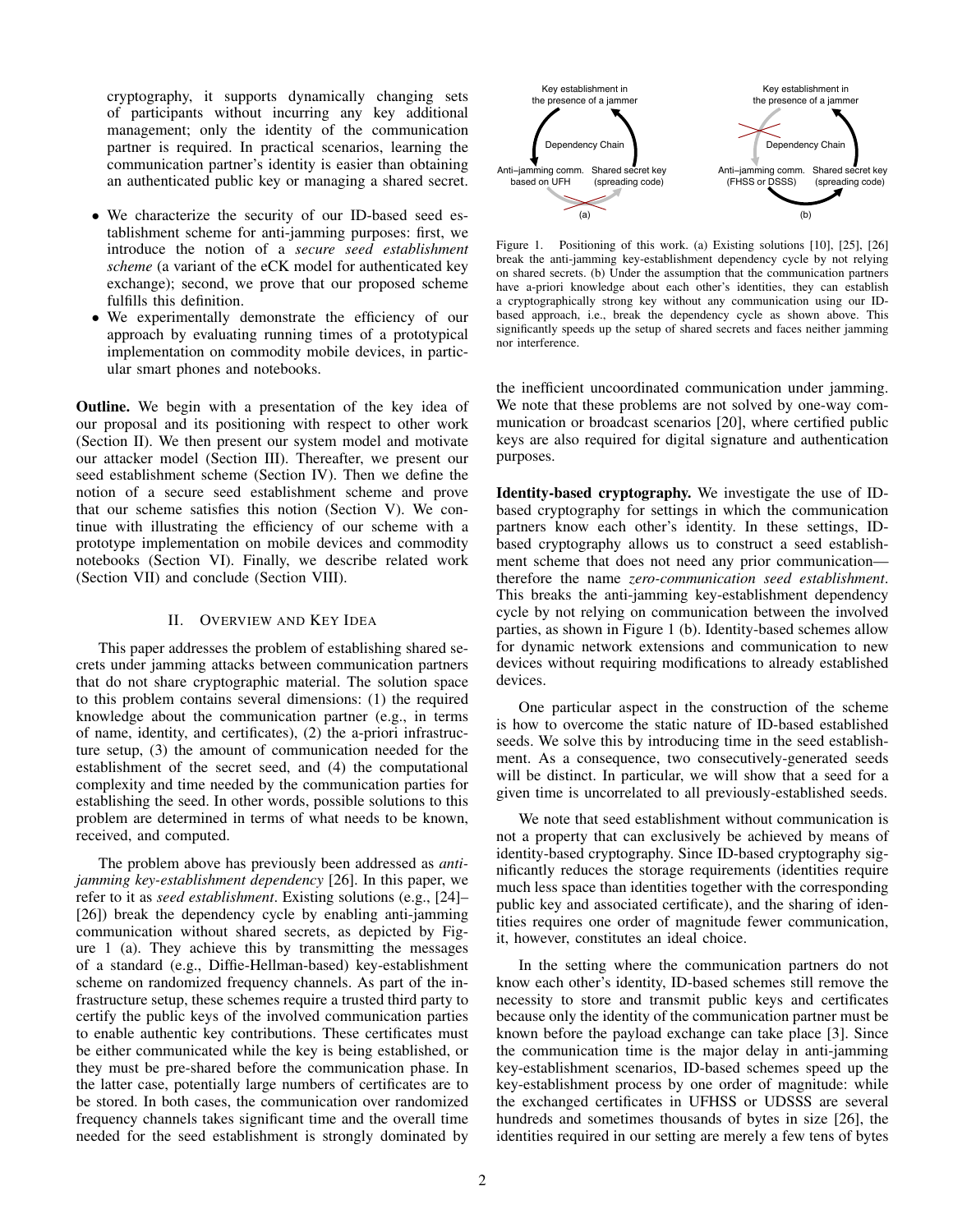cryptography, it supports dynamically changing sets of participants without incurring any key additional management; only the identity of the communication partner is required. In practical scenarios, learning the communication partner's identity is easier than obtaining an authenticated public key or managing a shared secret.

- We characterize the security of our ID-based seed establishment scheme for anti-jamming purposes: first, we introduce the notion of a *secure seed establishment scheme* (a variant of the eCK model for authenticated key exchange); second, we prove that our proposed scheme fulfills this definition.
- We experimentally demonstrate the efficiency of our approach by evaluating running times of a prototypical implementation on commodity mobile devices, in particular smart phones and notebooks.

**Outline.** We begin with a presentation of the key idea of our proposal and its positioning with respect to other work (Section II). We then present our system model and motivate our attacker model (Section III). Thereafter, we present our seed establishment scheme (Section IV). Then we define the notion of a secure seed establishment scheme and prove that our scheme satisfies this notion (Section V). We continue with illustrating the efficiency of our scheme with a prototype implementation on mobile devices and commodity notebooks (Section VI). Finally, we describe related work (Section VII) and conclude (Section VIII).

## II. Overview and Key Idea

This paper addresses the problem of establishing shared secrets under jamming attacks between communication partners that do not share cryptographic material. The solution space to this problem contains several dimensions: (1) the required knowledge about the communication partner (e.g., in terms of name, identity, and certificates), (2) the a-priori infrastructure setup, (3) the amount of communication needed for the establishment of the secret seed, and (4) the computational complexity and time needed by the communication parties for establishing the seed. In other words, possible solutions to this problem are determined in terms of what needs to be known, received, and computed.

The problem above has previously been addressed as *anti-jamming key-establishment dependency* [26]. In this paper, we refer to it as *seed establishment*. Existing solutions (e.g., [24]–[26]) break the dependency cycle by enabling anti-jamming communication without shared secrets, as depicted by Figure 1 (a). They achieve this by transmitting the messages of a standard (e.g., Diffie-Hellman-based) key-establishment scheme on randomized frequency channels. As part of the infrastructure setup, these schemes require a trusted third party to certify the public keys of the involved communication parties to enable authentic key contributions. These certificates must be either communicated while the key is being established, or they must be pre-shared before the communication phase. In the latter case, potentially large numbers of certificates are to be stored. In both cases, the communication over randomized frequency channels takes significant time and the overall time needed for the seed establishment is strongly dominated by the inefficient uncoordinated communication under jamming. We note that these problems are not solved by one-way communication or broadcast scenarios [20], where certified public keys are also required for digital signature and authentication purposes.

Key establishment in the presence of a jammer — Dependency Chain — Anti-jamming comm. based on UFH — Shared secret key (spreading code) — (a)

Key establishment in the presence of a jammer — Dependency Chain — Anti-jamming comm. (FHSS or DSSS) — Shared secret key (spreading code) — (b)

Figure 1. Positioning of this work. (a) Existing solutions [10], [25], [26] break the anti-jamming key-establishment dependency cycle by not relying on shared secrets. (b) Under the assumption that the communication partners have a-priori knowledge about each other's identities, they can establish a cryptographically strong key without any communication using our ID-based approach, i.e., break the dependency cycle as shown above. This significantly speeds up the setup of shared secrets and faces neither jamming nor interference.

**Identity-based cryptography.** We investigate the use of ID-based cryptography for settings in which the communication partners know each other's identity. In these settings, ID-based cryptography allows us to construct a seed establishment scheme that does not need any prior communication—therefore the name *zero-communication seed establishment*. This breaks the anti-jamming key-establishment dependency cycle by not relying on communication between the involved parties, as shown in Figure 1 (b). Identity-based schemes allow for dynamic network extensions and communication to new devices without requiring modifications to already established devices.

One particular aspect in the construction of the scheme is how to overcome the static nature of ID-based established seeds. We solve this by introducing time in the seed establishment. As a consequence, two consecutively-generated seeds will be distinct. In particular, we will show that a seed for a given time is uncorrelated to all previously-established seeds.

We note that seed establishment without communication is not a property that can exclusively be achieved by means of identity-based cryptography. Since ID-based cryptography significantly reduces the storage requirements (identities require much less space than identities together with the corresponding public key and associated certificate), and the sharing of identities requires one order of magnitude fewer communication, it, however, constitutes an ideal choice.

In the setting where the communication partners do not know each other's identity, ID-based schemes still remove the necessity to store and transmit public keys and certificates because only the identity of the communication partner must be known before the payload exchange can take place [3]. Since the communication time is the major delay in anti-jamming key-establishment scenarios, ID-based schemes speed up the key-establishment process by one order of magnitude: while the exchanged certificates in UFHSS or UDSSS are several hundreds and sometimes thousands of bytes in size [26], the identities required in our setting are merely a few tens of bytes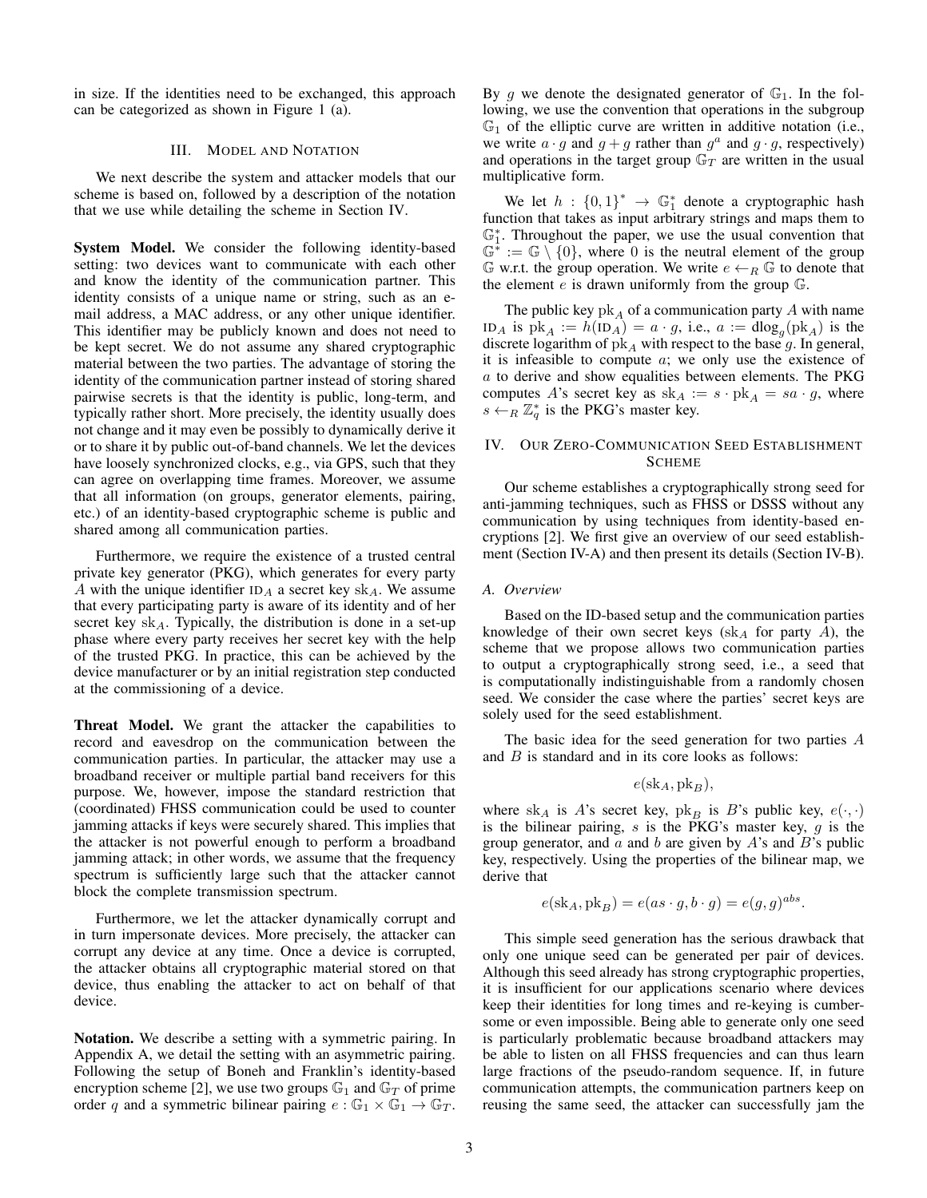in size. If the identities need to be exchanged, this approach can be categorized as shown in Figure 1 (a).

## III. Model and Notation

We next describe the system and attacker models that our scheme is based on, followed by a description of the notation that we use while detailing the scheme in Section IV.

**System Model.** We consider the following identity-based setting: two devices want to communicate with each other and know the identity of the communication partner. This identity consists of a unique name or string, such as an e-mail address, a MAC address, or any other unique identifier. This identifier may be publicly known and does not need to be kept secret. We do not assume any shared cryptographic material between the two parties. The advantage of storing the identity of the communication partner instead of storing shared pairwise secrets is that the identity is public, long-term, and typically rather short. More precisely, the identity usually does not change and it may even be possibly to dynamically derive it or to share it by public out-of-band channels. We let the devices have loosely synchronized clocks, e.g., via GPS, such that they can agree on overlapping time frames. Moreover, we assume that all information (on groups, generator elements, pairing, etc.) of an identity-based cryptographic scheme is public and shared among all communication parties.

Furthermore, we require the existence of a trusted central private key generator (PKG), which generates for every party $A$ with the unique identifier $\mathrm{ID}_A$ a secret key $\mathrm{sk}_A$. We assume that every participating party is aware of its identity and of her secret key $\mathrm{sk}_A$. Typically, the distribution is done in a set-up phase where every party receives her secret key with the help of the trusted PKG. In practice, this can be achieved by the device manufacturer or by an initial registration step conducted at the commissioning of a device.

**Threat Model.** We grant the attacker the capabilities to record and eavesdrop on the communication between the communication parties. In particular, the attacker may use a broadband receiver or multiple partial band receivers for this purpose. We, however, impose the standard restriction that (coordinated) FHSS communication could be used to counter jamming attacks if keys were securely shared. This implies that the attacker is not powerful enough to perform a broadband jamming attack; in other words, we assume that the frequency spectrum is sufficiently large such that the attacker cannot block the complete transmission spectrum.

Furthermore, we let the attacker dynamically corrupt and in turn impersonate devices. More precisely, the attacker can corrupt any device at any time. Once a device is corrupted, the attacker obtains all cryptographic material stored on that device, thus enabling the attacker to act on behalf of that device.

**Notation.** We describe a setting with a symmetric pairing. In Appendix A, we detail the setting with an asymmetric pairing. Following the setup of Boneh and Franklin's identity-based encryption scheme [2], we use two groups $\mathbb{G}_1$ and $\mathbb{G}_T$ of prime order $q$ and a symmetric bilinear pairing $e : \mathbb{G}_1 \times \mathbb{G}_1 \to \mathbb{G}_T$. By $g$ we denote the designated generator of $\mathbb{G}_1$. In the following, we use the convention that operations in the subgroup $\mathbb{G}_1$ of the elliptic curve are written in additive notation (i.e., we write $a \cdot g$ and $g + g$ rather than $g^a$ and $g \cdot g$, respectively) and operations in the target group $\mathbb{G}_T$ are written in the usual multiplicative form.

We let $h : \{0,1\}^* \to \mathbb{G}_1^*$ denote a cryptographic hash function that takes as input arbitrary strings and maps them to $\mathbb{G}_1^*$. Throughout the paper, we use the usual convention that $\mathbb{G}^* := \mathbb{G} \setminus \{0\}$, where 0 is the neutral element of the group $\mathbb{G}$ w.r.t. the group operation. We write $e \leftarrow_R \mathbb{G}$ to denote that the element $e$ is drawn uniformly from the group $\mathbb{G}$.

The public key $\mathrm{pk}_A$ of a communication party $A$ with name $\mathrm{ID}_A$ is $\mathrm{pk}_A := h(\mathrm{ID}_A) = a \cdot g$, i.e., $a := \mathrm{dlog}_g(\mathrm{pk}_A)$ is the discrete logarithm of $\mathrm{pk}_A$ with respect to the base $g$. In general, it is infeasible to compute $a$; we only use the existence of $a$ to derive and show equalities between elements. The PKG computes $A$'s secret key as $\mathrm{sk}_A := s \cdot \mathrm{pk}_A = sa \cdot g$, where $s \leftarrow_R \mathbb{Z}_q^*$ is the PKG's master key.

## IV. Our Zero-Communication Seed Establishment Scheme

Our scheme establishes a cryptographically strong seed for anti-jamming techniques, such as FHSS or DSSS without any communication by using techniques from identity-based encryptions [2]. We first give an overview of our seed establishment (Section IV-A) and then present its details (Section IV-B).

### A. Overview

Based on the ID-based setup and the communication parties knowledge of their own secret keys ($\mathrm{sk}_A$ for party $A$), the scheme that we propose allows two communication parties to output a cryptographically strong seed, i.e., a seed that is computationally indistinguishable from a randomly chosen seed. We consider the case where the parties' secret keys are solely used for the seed establishment.

The basic idea for the seed generation for two parties $A$ and $B$ is standard and in its core looks as follows:

$$e(\mathrm{sk}_A, \mathrm{pk}_B),$$

where $\mathrm{sk}_A$ is $A$'s secret key, $\mathrm{pk}_B$ is $B$'s public key, $e(\cdot,\cdot)$ is the bilinear pairing, $s$ is the PKG's master key, $g$ is the group generator, and $a$ and $b$ are given by $A$'s and $B$'s public key, respectively. Using the properties of the bilinear map, we derive that

$$e(\mathrm{sk}_A, \mathrm{pk}_B) = e(as \cdot g, b \cdot g) = e(g,g)^{abs}.$$

This simple seed generation has the serious drawback that only one unique seed can be generated per pair of devices. Although this seed already has strong cryptographic properties, it is insufficient for our applications scenario where devices keep their identities for long times and re-keying is cumbersome or even impossible. Being able to generate only one seed is particularly problematic because broadband attackers may be able to listen on all FHSS frequencies and can thus learn large fractions of the pseudo-random sequence. If, in future communication attempts, the communication partners keep on reusing the same seed, the attacker can successfully jam the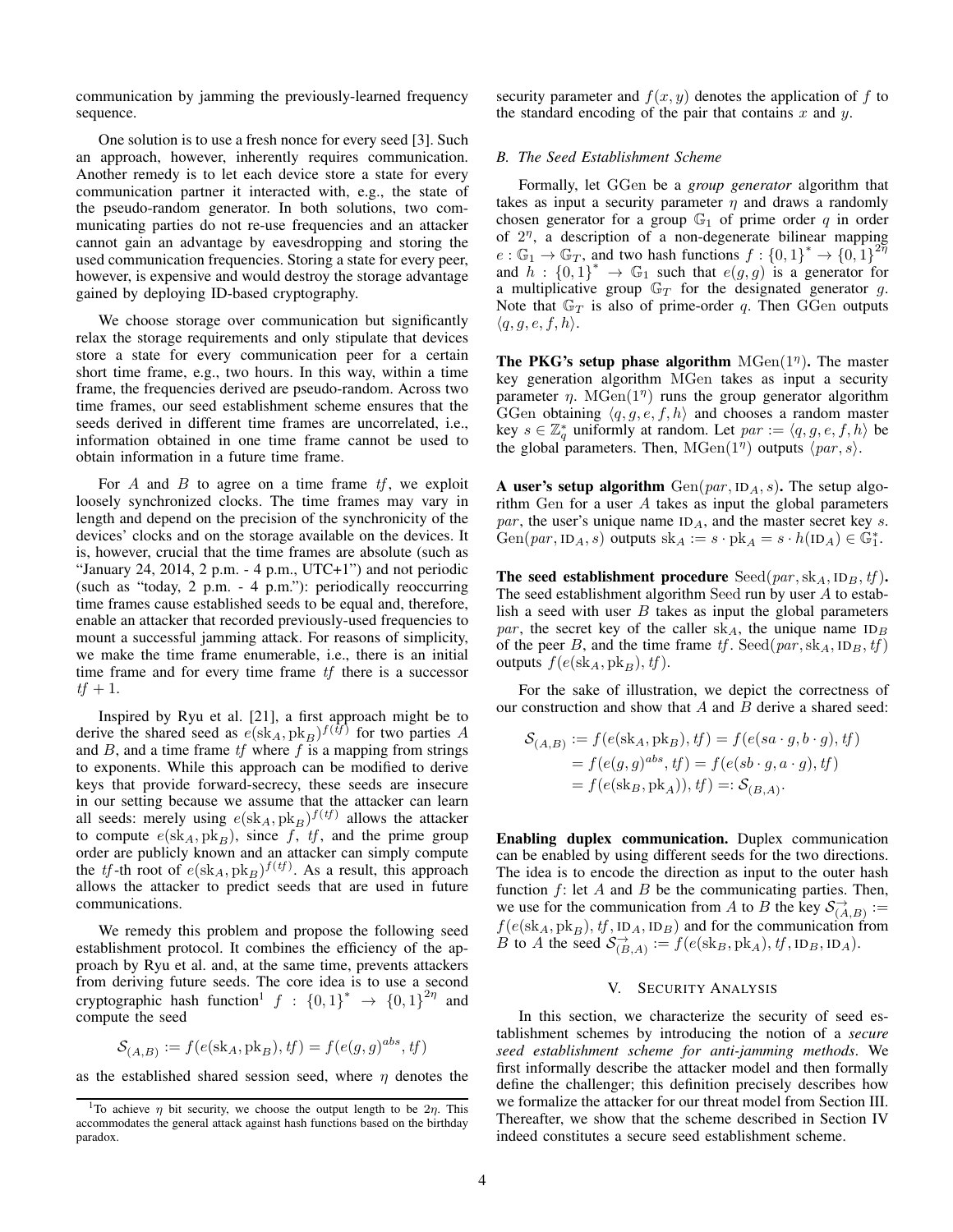communication by jamming the previously-learned frequency sequence.

One solution is to use a fresh nonce for every seed [3]. Such an approach, however, inherently requires communication. Another remedy is to let each device store a state for every communication partner it interacted with, e.g., the state of the pseudo-random generator. In both solutions, two communicating parties do not re-use frequencies and an attacker cannot gain an advantage by eavesdropping and storing the used communication frequencies. Storing a state for every peer, however, is expensive and would destroy the storage advantage gained by deploying ID-based cryptography.

We choose storage over communication but significantly relax the storage requirements and only stipulate that devices store a state for every communication peer for a certain short time frame, e.g., two hours. In this way, within a time frame, the frequencies derived are pseudo-random. Across two time frames, our seed establishment scheme ensures that the seeds derived in different time frames are uncorrelated, i.e., information obtained in one time frame cannot be used to obtain information in a future time frame.

For $A$ and $B$ to agree on a time frame $tf$, we exploit loosely synchronized clocks. The time frames may vary in length and depend on the precision of the synchronicity of the devices' clocks and on the storage available on the devices. It is, however, crucial that the time frames are absolute (such as "January 24, 2014, 2 p.m. - 4 p.m., UTC+1") and not periodic (such as "today, 2 p.m. - 4 p.m."): periodically reoccurring time frames cause established seeds to be equal and, therefore, enable an attacker that recorded previously-used frequencies to mount a successful jamming attack. For reasons of simplicity, we make the time frame enumerable, i.e., there is an initial time frame and for every time frame $tf$ there is a successor $tf + 1$.

Inspired by Ryu et al. [21], a first approach might be to derive the shared seed as $e(\mathrm{sk}_A, \mathrm{pk}_B)^{f(tf)}$ for two parties $A$ and $B$, and a time frame $tf$ where $f$ is a mapping from strings to exponents. While this approach can be modified to derive keys that provide forward-secrecy, these seeds are insecure in our setting because we assume that the attacker can learn all seeds: merely using $e(\mathrm{sk}_A, \mathrm{pk}_B)^{f(tf)}$ allows the attacker to compute $e(\mathrm{sk}_A, \mathrm{pk}_B)$, since $f$, $tf$, and the prime group order are publicly known and an attacker can simply compute the $tf$-th root of $e(\mathrm{sk}_A, \mathrm{pk}_B)^{f(tf)}$. As a result, this approach allows the attacker to predict seeds that are used in future communications.

We remedy this problem and propose the following seed establishment protocol. It combines the efficiency of the approach by Ryu et al. and, at the same time, prevents attackers from deriving future seeds. The core idea is to use a second cryptographic hash function[1] $f : \{0,1\}^* \to \{0,1\}^{2\eta}$ and compute the seed

$$\mathcal{S}_{(A,B)} := f(e(\mathrm{sk}_A, \mathrm{pk}_B), tf) = f(e(g,g)^{abs}, tf)$$

as the established shared session seed, where $\eta$ denotes the security parameter and $f(x, y)$ denotes the application of $f$ to the standard encoding of the pair that contains $x$ and $y$.

[1] To achieve $\eta$ bit security, we choose the output length to be $2\eta$. This accommodates the general attack against hash functions based on the birthday paradox.

### B. The Seed Establishment Scheme

Formally, let GGen be a *group generator* algorithm that takes as input a security parameter $\eta$ and draws a randomly chosen generator for a group $\mathbb{G}_1$ of prime order $q$ in order of $2^\eta$, a description of a non-degenerate bilinear mapping $e : \mathbb{G}_1 \to \mathbb{G}_T$, and two hash functions $f : \{0,1\}^* \to \{0,1\}^{2\eta}$ and $h : \{0,1\}^* \to \mathbb{G}_1$ such that $e(g,g)$ is a generator for a multiplicative group $\mathbb{G}_T$ for the designated generator $g$. Note that $\mathbb{G}_T$ is also of prime-order $q$. Then GGen outputs $\langle q, g, e, f, h\rangle$.

**The PKG's setup phase algorithm $\mathrm{MGen}(1^\eta)$.** The master key generation algorithm MGen takes as input a security parameter $\eta$. $\mathrm{MGen}(1^\eta)$ runs the group generator algorithm GGen obtaining $\langle q, g, e, f, h\rangle$ and chooses a random master key $s \in \mathbb{Z}_q^*$ uniformly at random. Let $par := \langle q, g, e, f, h\rangle$ be the global parameters. Then, $\mathrm{MGen}(1^\eta)$ outputs $\langle par, s\rangle$.

**A user's setup algorithm $\mathrm{Gen}(par, \mathrm{ID}_A, s)$.** The setup algorithm Gen for a user $A$ takes as input the global parameters $par$, the user's unique name $\mathrm{ID}_A$, and the master secret key $s$. $\mathrm{Gen}(par, \mathrm{ID}_A, s)$ outputs $\mathrm{sk}_A := s \cdot \mathrm{pk}_A = s \cdot h(\mathrm{ID}_A) \in \mathbb{G}_1^*$.

**The seed establishment procedure $\mathrm{Seed}(par, \mathrm{sk}_A, \mathrm{ID}_B, tf)$.** The seed establishment algorithm Seed run by user $A$ to establish a seed with user $B$ takes as input the global parameters $par$, the secret key of the caller $\mathrm{sk}_A$, the unique name $\mathrm{ID}_B$ of the peer $B$, and the time frame $tf$. $\mathrm{Seed}(par, \mathrm{sk}_A, \mathrm{ID}_B, tf)$ outputs $f(e(\mathrm{sk}_A, \mathrm{pk}_B), tf)$.

For the sake of illustration, we depict the correctness of our construction and show that $A$ and $B$ derive a shared seed:

$$\begin{aligned}\mathcal{S}_{(A,B)} &:= f(e(\mathrm{sk}_A, \mathrm{pk}_B), tf) = f(e(sa \cdot g, b \cdot g), tf)\\ &= f(e(g,g)^{abs}, tf) = f(e(sb \cdot g, a \cdot g), tf)\\ &= f(e(\mathrm{sk}_B, \mathrm{pk}_A)), tf) =: \mathcal{S}_{(B,A)}.\end{aligned}$$

**Enabling duplex communication.** Duplex communication can be enabled by using different seeds for the two directions. The idea is to encode the direction as input to the outer hash function $f$: let $A$ and $B$ be the communicating parties. Then, we use for the communication from $A$ to $B$ the key $\mathcal{S}^{\rightarrow}_{(A,B)} := f(e(\mathrm{sk}_A, \mathrm{pk}_B), tf, \mathrm{ID}_A, \mathrm{ID}_B)$ and for the communication from $B$ to $A$ the seed $\mathcal{S}^{\rightarrow}_{(B,A)} := f(e(\mathrm{sk}_B, \mathrm{pk}_A), tf, \mathrm{ID}_B, \mathrm{ID}_A)$.

## V. Security Analysis

In this section, we characterize the security of seed establishment schemes by introducing the notion of a *secure seed establishment scheme for anti-jamming methods*. We first informally describe the attacker model and then formally define the challenger; this definition precisely describes how we formalize the attacker for our threat model from Section III. Thereafter, we show that the scheme described in Section IV indeed constitutes a secure seed establishment scheme.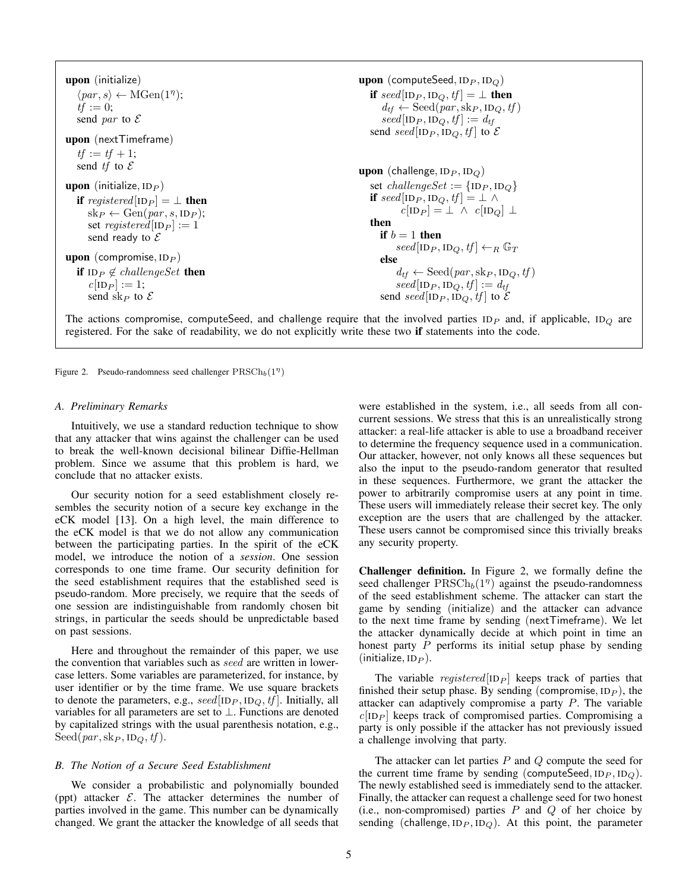```
upon (initialize)
  ⟨par, s⟩ ← MGen(1^η);
  tf := 0;
  send par to E

upon (nextTimeframe)
  tf := tf + 1;
  send tf to E

upon (initialize, ID_P)
  if registered[ID_P] = ⊥ then
    sk_P ← Gen(par, s, ID_P);
    set registered[ID_P] := 1
    send ready to E

upon (compromise, ID_P)
  if ID_P ∉ challengeSet then
    c[ID_P] := 1;
    send sk_P to E

upon (computeSeed, ID_P, ID_Q)
  if seed[ID_P, ID_Q, tf] = ⊥ then
    d_tf ← Seed(par, sk_P, ID_Q, tf)
    seed[ID_P, ID_Q, tf] := d_tf
  send seed[ID_P, ID_Q, tf] to E

upon (challenge, ID_P, ID_Q)
  set challengeSet := {ID_P, ID_Q}
  if seed[ID_P, ID_Q, tf] = ⊥ ∧
       c[ID_P] = ⊥ ∧ c[ID_Q] ⊥
  then
    if b = 1 then
      seed[ID_P, ID_Q, tf] ←_R G_T
    else
      d_tf ← Seed(par, sk_P, ID_Q, tf)
      seed[ID_P, ID_Q, tf] := d_tf
    send seed[ID_P, ID_Q, tf] to E
```

The actions compromise, computeSeed, and challenge require that the involved parties $\text{ID}_P$ and, if applicable, $\text{ID}_Q$ are registered. For the sake of readability, we do not explicitly write these two **if** statements into the code.

Figure 2. Pseudo-randomness seed challenger $\text{PRSCh}_b(1^\eta)$

### A. Preliminary Remarks

Intuitively, we use a standard reduction technique to show that any attacker that wins against the challenger can be used to break the well-known decisional bilinear Diffie-Hellman problem. Since we assume that this problem is hard, we conclude that no attacker exists.

Our security notion for a seed establishment closely resembles the security notion of a secure key exchange in the eCK model [13]. On a high level, the main difference to the eCK model is that we do not allow any communication between the participating parties. In the spirit of the eCK model, we introduce the notion of a *session*. One session corresponds to one time frame. Our security definition for the seed establishment requires that the established seed is pseudo-random. More precisely, we require that the seeds of one session are indistinguishable from randomly chosen bit strings, in particular the seeds should be unpredictable based on past sessions.

Here and throughout the remainder of this paper, we use the convention that variables such as *seed* are written in lowercase letters. Some variables are parameterized, for instance, by user identifier or by the time frame. We use square brackets to denote the parameters, e.g., $seed[\text{ID}_P, \text{ID}_Q, tf]$. Initially, all variables for all parameters are set to $\perp$. Functions are denoted by capitalized strings with the usual parenthesis notation, e.g., $\text{Seed}(par, \text{sk}_P, \text{ID}_Q, tf)$.

### B. The Notion of a Secure Seed Establishment

We consider a probabilistic and polynomially bounded (ppt) attacker $\mathcal{E}$. The attacker determines the number of parties involved in the game. This number can be dynamically changed. We grant the attacker the knowledge of all seeds that were established in the system, i.e., all seeds from all concurrent sessions. We stress that this is an unrealistically strong attacker: a real-life attacker is able to use a broadband receiver to determine the frequency sequence used in a communication. Our attacker, however, not only knows all these sequences but also the input to the pseudo-random generator that resulted in these sequences. Furthermore, we grant the attacker the power to arbitrarily compromise users at any point in time. These users will immediately release their secret key. The only exception are the users that are challenged by the attacker. These users cannot be compromised since this trivially breaks any security property.

**Challenger definition.** In Figure 2, we formally define the seed challenger $\text{PRSCh}_b(1^\eta)$ against the pseudo-randomness of the seed establishment scheme. The attacker can start the game by sending (initialize) and the attacker can advance to the next time frame by sending (nextTimeframe). We let the attacker dynamically decide at which point in time an honest party $P$ performs its initial setup phase by sending (initialize, $\text{ID}_P$).

The variable $registered[\text{ID}_P]$ keeps track of parties that finished their setup phase. By sending (compromise, $\text{ID}_P$), the attacker can adaptively compromise a party $P$. The variable $c[\text{ID}_P]$ keeps track of compromised parties. Compromising a party is only possible if the attacker has not previously issued a challenge involving that party.

The attacker can let parties $P$ and $Q$ compute the seed for the current time frame by sending (computeSeed, $\text{ID}_P, \text{ID}_Q$). The newly established seed is immediately send to the attacker. Finally, the attacker can request a challenge seed for two honest (i.e., non-compromised) parties $P$ and $Q$ of her choice by sending (challenge, $\text{ID}_P, \text{ID}_Q$). At this point, the parameter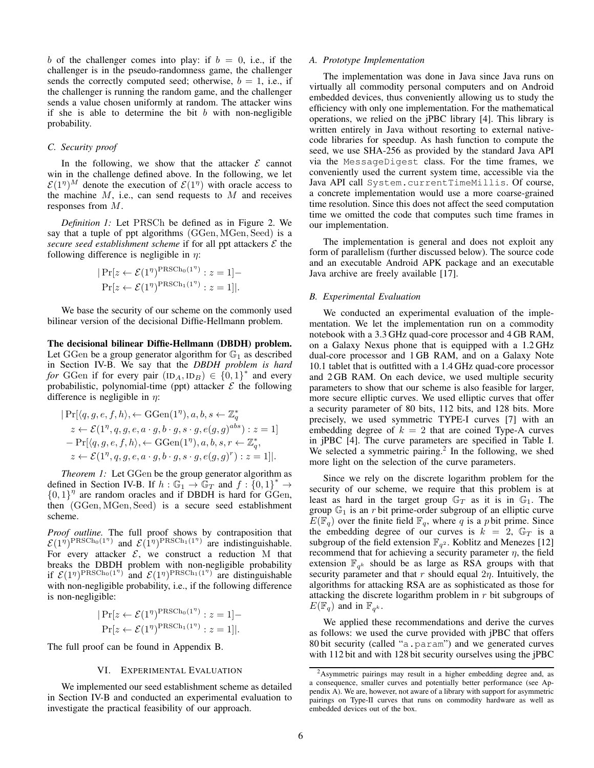$b$ of the challenger comes into play: if $b = 0$, i.e., if the challenger is in the pseudo-randomness game, the challenger sends the correctly computed seed; otherwise, $b = 1$, i.e., if the challenger is running the random game, and the challenger sends a value chosen uniformly at random. The attacker wins if she is able to determine the bit $b$ with non-negligible probability.

### C. Security proof

In the following, we show that the attacker $\mathcal{E}$ cannot win in the challenge defined above. In the following, we let $\mathcal{E}(1^\eta)^M$ denote the execution of $\mathcal{E}(1^\eta)$ with oracle access to the machine $M$, i.e., can send requests to $M$ and receives responses from $M$.

*Definition 1:* Let PRSCh be defined as in Figure 2. We say that a tuple of ppt algorithms (GGen, MGen, Seed) is a *secure seed establishment scheme* if for all ppt attackers $\mathcal{E}$ the following difference is negligible in $\eta$:

$$|\Pr[z \leftarrow \mathcal{E}(1^\eta)^{\mathrm{PRSCh}_0(1^\eta)} : z = 1] - \Pr[z \leftarrow \mathcal{E}(1^\eta)^{\mathrm{PRSCh}_1(1^\eta)} : z = 1]|.$$

We base the security of our scheme on the commonly used bilinear version of the decisional Diffie-Hellmann problem.

**The decisional bilinear Diffie-Hellmann (DBDH) problem.** Let GGen be a group generator algorithm for $\mathbb{G}_1$ as described in Section IV-B. We say that the *DBDH problem is hard for* GGen if for every pair $(\mathrm{ID}_A, \mathrm{ID}_B) \in \{0,1\}^*$ and every probabilistic, polynomial-time (ppt) attacker $\mathcal{E}$ the following difference is negligible in $\eta$:

$$\begin{aligned}
&|\Pr[\langle q, g, e, f, h\rangle, \leftarrow \mathrm{GGen}(1^\eta), a, b, s \leftarrow \mathbb{Z}_q^* \\
&\quad z \leftarrow \mathcal{E}(1^\eta, q, g, e, a \cdot g, b \cdot g, s \cdot g, e(g,g)^{abs}) : z = 1] \\
&- \Pr[\langle q, g, e, f, h\rangle, \leftarrow \mathrm{GGen}(1^\eta), a, b, s, r \leftarrow \mathbb{Z}_q^*, \\
&\quad z \leftarrow \mathcal{E}(1^\eta, q, g, e, a \cdot g, b \cdot g, s \cdot g, e(g,g)^{r}) : z = 1]|.
\end{aligned}$$

*Theorem 1:* Let GGen be the group generator algorithm as defined in Section IV-B. If $h : \mathbb{G}_1 \to \mathbb{G}_T$ and $f : \{0,1\}^* \to \{0,1\}^\eta$ are random oracles and if DBDH is hard for GGen, then (GGen, MGen, Seed) is a secure seed establishment scheme.

*Proof outline.* The full proof shows by contraposition that $\mathcal{E}(1^\eta)^{\mathrm{PRSCh}_0(1^\eta)}$ and $\mathcal{E}(1^\eta)^{\mathrm{PRSCh}_1(1^\eta)}$ are indistinguishable. For every attacker $\mathcal{E}$, we construct a reduction M that breaks the DBDH problem with non-negligible probability if $\mathcal{E}(1^\eta)^{\mathrm{PRSCh}_0(1^\eta)}$ and $\mathcal{E}(1^\eta)^{\mathrm{PRSCh}_1(1^\eta)}$ are distinguishable with non-negligible probability, i.e., if the following difference is non-negligible:

$$|\Pr[z \leftarrow \mathcal{E}(1^\eta)^{\mathrm{PRSCh}_0(1^\eta)} : z = 1] - \Pr[z \leftarrow \mathcal{E}(1^\eta)^{\mathrm{PRSCh}_1(1^\eta)} : z = 1]|.$$

The full proof can be found in Appendix B.

## VI. Experimental Evaluation

We implemented our seed establishment scheme as detailed in Section IV-B and conducted an experimental evaluation to investigate the practical feasibility of our approach.

### A. Prototype Implementation

The implementation was done in Java since Java runs on virtually all commodity personal computers and on Android embedded devices, thus conveniently allowing us to study the efficiency with only one implementation. For the mathematical operations, we relied on the jPBC library [4]. This library is written entirely in Java without resorting to external native-code libraries for speedup. As hash function to compute the seed, we use SHA-256 as provided by the standard Java API via the `MessageDigest` class. For the time frames, we conveniently used the current system time, accessible via the Java API call `System.currentTimeMillis`. Of course, a concrete implementation would use a more coarse-grained time resolution. Since this does not affect the seed computation time we omitted the code that computes such time frames in our implementation.

The implementation is general and does not exploit any form of parallelism (further discussed below). The source code and an executable Android APK package and an executable Java archive are freely available [17].

### B. Experimental Evaluation

We conducted an experimental evaluation of the implementation. We let the implementation run on a commodity notebook with a 3.3 GHz quad-core processor and 4 GB RAM, on a Galaxy Nexus phone that is equipped with a 1.2 GHz dual-core processor and 1 GB RAM, and on a Galaxy Note 10.1 tablet that is outfitted with a 1.4 GHz quad-core processor and 2 GB RAM. On each device, we used multiple security parameters to show that our scheme is also feasible for larger, more secure elliptic curves. We used elliptic curves that offer a security parameter of 80 bits, 112 bits, and 128 bits. More precisely, we used symmetric TYPE-I curves [7] with an embedding degree of $k = 2$ that are coined Type-A curves in jPBC [4]. The curve parameters are specified in Table I. We selected a symmetric pairing.[2] In the following, we shed more light on the selection of the curve parameters.

Since we rely on the discrete logarithm problem for the security of our scheme, we require that this problem is at least as hard in the target group $\mathbb{G}_T$ as it is in $\mathbb{G}_1$. The group $\mathbb{G}_1$ is an $r$ bit prime-order subgroup of an elliptic curve $E(\mathbb{F}_q)$ over the finite field $\mathbb{F}_q$, where $q$ is a $p$ bit prime. Since the embedding degree of our curves is $k = 2$, $\mathbb{G}_T$ is a subgroup of the field extension $\mathbb{F}_{q^2}$. Koblitz and Menezes [12] recommend that for achieving a security parameter $\eta$, the field extension $\mathbb{F}_{q^k}$ should be as large as RSA groups with that security parameter and that $r$ should equal $2\eta$. Intuitively, the algorithms for attacking RSA are as sophisticated as those for attacking the discrete logarithm problem in $r$ bit subgroups of $E(\mathbb{F}_q)$ and in $\mathbb{F}_{q^k}$.

We applied these recommendations and derive the curves as follows: we used the curve provided with jPBC that offers 80 bit security (called "`a.param`") and we generated curves with 112 bit and with 128 bit security ourselves using the jPBC

[2] Asymmetric pairings may result in a higher embedding degree and, as a consequence, smaller curves and potentially better performance (see Appendix A). We are, however, not aware of a library with support for asymmetric pairings on Type-II curves that runs on commodity hardware as well as embedded devices out of the box.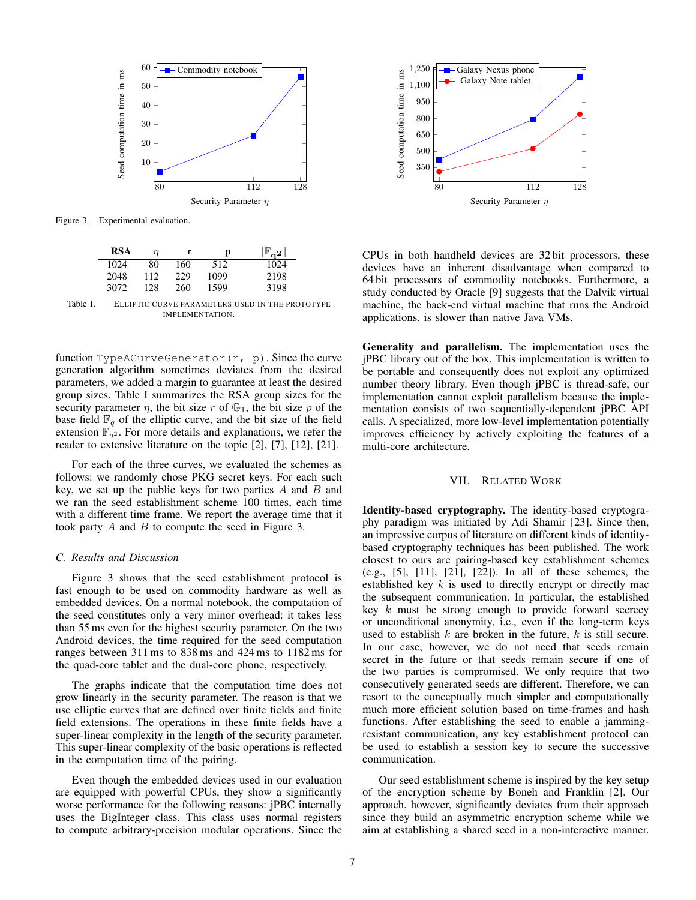Figure 3. Experimental evaluation.

| RSA | $\eta$ | r | p | $\lvert\mathbb{F}_{q^2}\rvert$ |
|---|---|---|---|---|
| 1024 | 80 | 160 | 512 | 1024 |
| 2048 | 112 | 229 | 1099 | 2198 |
| 3072 | 128 | 260 | 1599 | 3198 |

Table I. ELLIPTIC CURVE PARAMETERS USED IN THE PROTOTYPE IMPLEMENTATION.

function `TypeACurveGenerator(r, p)`. Since the curve generation algorithm sometimes deviates from the desired parameters, we added a margin to guarantee at least the desired group sizes. Table I summarizes the RSA group sizes for the security parameter $\eta$, the bit size $r$ of $\mathbb{G}_1$, the bit size $p$ of the base field $\mathbb{F}_q$ of the elliptic curve, and the bit size of the field extension $\mathbb{F}_{q^2}$. For more details and explanations, we refer the reader to extensive literature on the topic [2], [7], [12], [21].

For each of the three curves, we evaluated the schemes as follows: we randomly chose PKG secret keys. For each such key, we set up the public keys for two parties $A$ and $B$ and we ran the seed establishment scheme 100 times, each time with a different time frame. We report the average time that it took party $A$ and $B$ to compute the seed in Figure 3.

### C. Results and Discussion

Figure 3 shows that the seed establishment protocol is fast enough to be used on commodity hardware as well as embedded devices. On a normal notebook, the computation of the seed constitutes only a very minor overhead: it takes less than 55 ms even for the highest security parameter. On the two Android devices, the time required for the seed computation ranges between 311 ms to 838 ms and 424 ms to 1182 ms for the quad-core tablet and the dual-core phone, respectively.

The graphs indicate that the computation time does not grow linearly in the security parameter. The reason is that we use elliptic curves that are defined over finite fields and finite field extensions. The operations in these finite fields have a super-linear complexity in the length of the security parameter. This super-linear complexity of the basic operations is reflected in the computation time of the pairing.

Even though the embedded devices used in our evaluation are equipped with powerful CPUs, they show a significantly worse performance for the following reasons: jPBC internally uses the BigInteger class. This class uses normal registers to compute arbitrary-precision modular operations. Since the CPUs in both handheld devices are 32 bit processors, these devices have an inherent disadvantage when compared to 64 bit processors of commodity notebooks. Furthermore, a study conducted by Oracle [9] suggests that the Dalvik virtual machine, the back-end virtual machine that runs the Android applications, is slower than native Java VMs.

**Generality and parallelism.** The implementation uses the jPBC library out of the box. This implementation is written to be portable and consequently does not exploit any optimized number theory library. Even though jPBC is thread-safe, our implementation cannot exploit parallelism because the implementation consists of two sequentially-dependent jPBC API calls. A specialized, more low-level implementation potentially improves efficiency by actively exploiting the features of a multi-core architecture.

## VII. Related Work

**Identity-based cryptography.** The identity-based cryptography paradigm was initiated by Adi Shamir [23]. Since then, an impressive corpus of literature on different kinds of identity-based cryptography techniques has been published. The work closest to ours are pairing-based key establishment schemes (e.g., [5], [11], [21], [22]). In all of these schemes, the established key $k$ is used to directly encrypt or directly mac the subsequent communication. In particular, the established key $k$ must be strong enough to provide forward secrecy or unconditional anonymity, i.e., even if the long-term keys used to establish $k$ are broken in the future, $k$ is still secure. In our case, however, we do not need that seeds remain secret in the future or that seeds remain secure if one of the two parties is compromised. We only require that two consecutively generated seeds are different. Therefore, we can resort to the conceptually much simpler and computationally much more efficient solution based on time-frames and hash functions. After establishing the seed to enable a jamming-resistant communication, any key establishment protocol can be used to establish a session key to secure the successive communication.

Our seed establishment scheme is inspired by the key setup of the encryption scheme by Boneh and Franklin [2]. Our approach, however, significantly deviates from their approach since they build an asymmetric encryption scheme while we aim at establishing a shared seed in a non-interactive manner.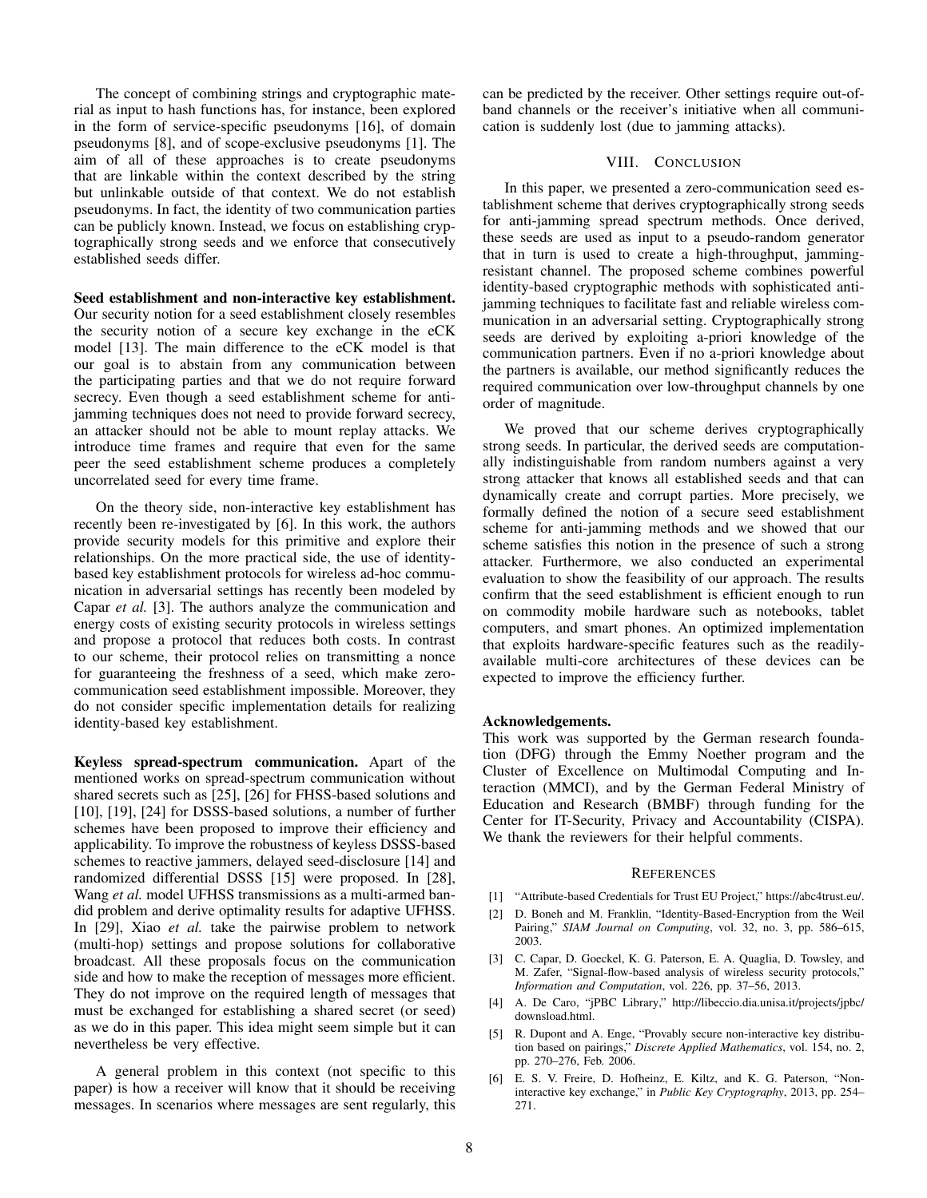The concept of combining strings and cryptographic material as input to hash functions has, for instance, been explored in the form of service-specific pseudonyms [16], of domain pseudonyms [8], and of scope-exclusive pseudonyms [1]. The aim of all of these approaches is to create pseudonyms that are linkable within the context described by the string but unlinkable outside of that context. We do not establish pseudonyms. In fact, the identity of two communication parties can be publicly known. Instead, we focus on establishing cryptographically strong seeds and we enforce that consecutively established seeds differ.

**Seed establishment and non-interactive key establishment.** Our security notion for a seed establishment closely resembles the security notion of a secure key exchange in the eCK model [13]. The main difference to the eCK model is that our goal is to abstain from any communication between the participating parties and that we do not require forward secrecy. Even though a seed establishment scheme for anti-jamming techniques does not need to provide forward secrecy, an attacker should not be able to mount replay attacks. We introduce time frames and require that even for the same peer the seed establishment scheme produces a completely uncorrelated seed for every time frame.

On the theory side, non-interactive key establishment has recently been re-investigated by [6]. In this work, the authors provide security models for this primitive and explore their relationships. On the more practical side, the use of identity-based key establishment protocols for wireless ad-hoc communication in adversarial settings has recently been modeled by Capar *et al.* [3]. The authors analyze the communication and energy costs of existing security protocols in wireless settings and propose a protocol that reduces both costs. In contrast to our scheme, their protocol relies on transmitting a nonce for guaranteeing the freshness of a seed, which make zero-communication seed establishment impossible. Moreover, they do not consider specific implementation details for realizing identity-based key establishment.

**Keyless spread-spectrum communication.** Apart of the mentioned works on spread-spectrum communication without shared secrets such as [25], [26] for FHSS-based solutions and [10], [19], [24] for DSSS-based solutions, a number of further schemes have been proposed to improve their efficiency and applicability. To improve the robustness of keyless DSSS-based schemes to reactive jammers, delayed seed-disclosure [14] and randomized differential DSSS [15] were proposed. In [28], Wang *et al.* model UFHSS transmissions as a multi-armed bandid problem and derive optimality results for adaptive UFHSS. In [29], Xiao *et al.* take the pairwise problem to network (multi-hop) settings and propose solutions for collaborative broadcast. All these proposals focus on the communication side and how to make the reception of messages more efficient. They do not improve on the required length of messages that must be exchanged for establishing a shared secret (or seed) as we do in this paper. This idea might seem simple but it can nevertheless be very effective.

A general problem in this context (not specific to this paper) is how a receiver will know that it should be receiving messages. In scenarios where messages are sent regularly, this can be predicted by the receiver. Other settings require out-of-band channels or the receiver's initiative when all communication is suddenly lost (due to jamming attacks).

## VIII. Conclusion

In this paper, we presented a zero-communication seed establishment scheme that derives cryptographically strong seeds for anti-jamming spread spectrum methods. Once derived, these seeds are used as input to a pseudo-random generator that in turn is used to create a high-throughput, jamming-resistant channel. The proposed scheme combines powerful identity-based cryptographic methods with sophisticated anti-jamming techniques to facilitate fast and reliable wireless communication in an adversarial setting. Cryptographically strong seeds are derived by exploiting a-priori knowledge of the communication partners. Even if no a-priori knowledge about the partners is available, our method significantly reduces the required communication over low-throughput channels by one order of magnitude.

We proved that our scheme derives cryptographically strong seeds. In particular, the derived seeds are computationally indistinguishable from random numbers against a very strong attacker that knows all established seeds and that can dynamically create and corrupt parties. More precisely, we formally defined the notion of a secure seed establishment scheme for anti-jamming methods and we showed that our scheme satisfies this notion in the presence of such a strong attacker. Furthermore, we also conducted an experimental evaluation to show the feasibility of our approach. The results confirm that the seed establishment is efficient enough to run on commodity mobile hardware such as notebooks, tablet computers, and smart phones. An optimized implementation that exploits hardware-specific features such as the readily-available multi-core architectures of these devices can be expected to improve the efficiency further.

**Acknowledgements.**
This work was supported by the German research foundation (DFG) through the Emmy Noether program and the Cluster of Excellence on Multimodal Computing and Interaction (MMCI), and by the German Federal Ministry of Education and Research (BMBF) through funding for the Center for IT-Security, Privacy and Accountability (CISPA). We thank the reviewers for their helpful comments.

## References

[1] "Attribute-based Credentials for Trust EU Project," https://abc4trust.eu/.

[2] D. Boneh and M. Franklin, "Identity-Based-Encryption from the Weil Pairing," *SIAM Journal on Computing*, vol. 32, no. 3, pp. 586–615, 2003.

[3] C. Capar, D. Goeckel, K. G. Paterson, E. A. Quaglia, D. Towsley, and M. Zafer, "Signal-flow-based analysis of wireless security protocols," *Information and Computation*, vol. 226, pp. 37–56, 2013.

[4] A. De Caro, "jPBC Library," http://libeccio.dia.unisa.it/projects/jpbc/download.html.

[5] R. Dupont and A. Enge, "Provably secure non-interactive key distribution based on pairings," *Discrete Applied Mathematics*, vol. 154, no. 2, pp. 270–276, Feb. 2006.

[6] E. S. V. Freire, D. Hofheinz, E. Kiltz, and K. G. Paterson, "Non-interactive key exchange," in *Public Key Cryptography*, 2013, pp. 254–271.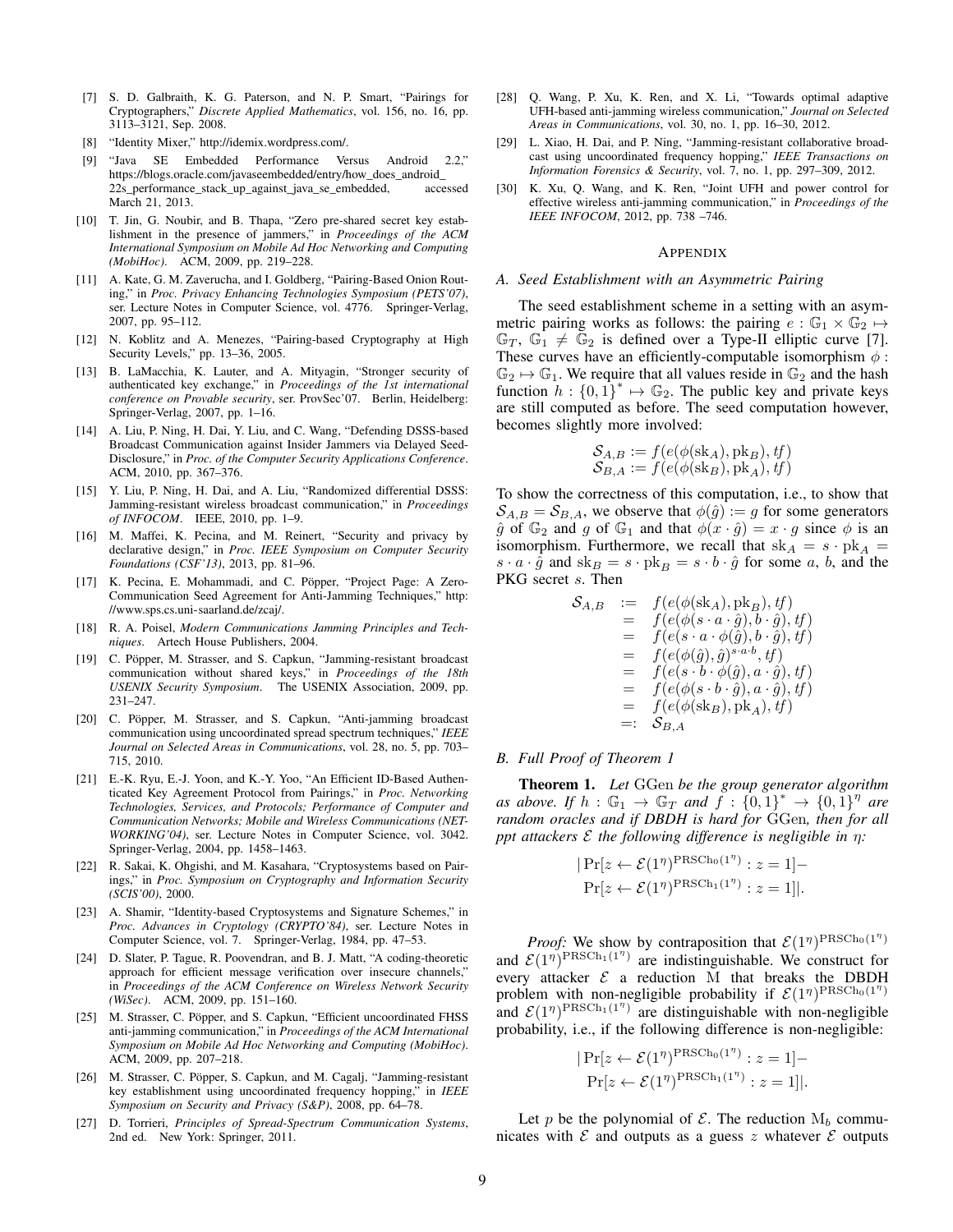[7] S. D. Galbraith, K. G. Paterson, and N. P. Smart, "Pairings for Cryptographers," *Discrete Applied Mathematics*, vol. 156, no. 16, pp. 3113–3121, Sep. 2008.

[8] "Identity Mixer," http://idemix.wordpress.com/.

[9] "Java SE Embedded Performance Versus Android 2.2," https://blogs.oracle.com/javaseembedded/entry/how_does_android_22s_performance_stack_up_against_java_se_embedded, accessed March 21, 2013.

[10] T. Jin, G. Noubir, and B. Thapa, "Zero pre-shared secret key establishment in the presence of jammers," in *Proceedings of the ACM International Symposium on Mobile Ad Hoc Networking and Computing (MobiHoc)*. ACM, 2009, pp. 219–228.

[11] A. Kate, G. M. Zaverucha, and I. Goldberg, "Pairing-Based Onion Routing," in *Proc. Privacy Enhancing Technologies Symposium (PETS'07)*, ser. Lecture Notes in Computer Science, vol. 4776. Springer-Verlag, 2007, pp. 95–112.

[12] N. Koblitz and A. Menezes, "Pairing-based Cryptography at High Security Levels," pp. 13–36, 2005.

[13] B. LaMacchia, K. Lauter, and A. Mityagin, "Stronger security of authenticated key exchange," in *Proceedings of the 1st international conference on Provable security*, ser. ProvSec'07. Berlin, Heidelberg: Springer-Verlag, 2007, pp. 1–16.

[14] A. Liu, P. Ning, H. Dai, Y. Liu, and C. Wang, "Defending DSSS-based Broadcast Communication against Insider Jammers via Delayed Seed-Disclosure," in *Proc. of the Computer Security Applications Conference*. ACM, 2010, pp. 367–376.

[15] Y. Liu, P. Ning, H. Dai, and A. Liu, "Randomized differential DSSS: Jamming-resistant wireless broadcast communication," in *Proceedings of INFOCOM*. IEEE, 2010, pp. 1–9.

[16] M. Maffei, K. Pecina, and M. Reinert, "Security and privacy by declarative design," in *Proc. IEEE Symposium on Computer Security Foundations (CSF'13)*, 2013, pp. 81–96.

[17] K. Pecina, E. Mohammadi, and C. Pöpper, "Project Page: A Zero-Communication Seed Agreement for Anti-Jamming Techniques," http://www.sps.cs.uni-saarland.de/zcaj/.

[18] R. A. Poisel, *Modern Communications Jamming Principles and Techniques*. Artech House Publishers, 2004.

[19] C. Pöpper, M. Strasser, and S. Capkun, "Jamming-resistant broadcast communication without shared keys," in *Proceedings of the 18th USENIX Security Symposium*. The USENIX Association, 2009, pp. 231–247.

[20] C. Pöpper, M. Strasser, and S. Capkun, "Anti-jamming broadcast communication using uncoordinated spread spectrum techniques," *IEEE Journal on Selected Areas in Communications*, vol. 28, no. 5, pp. 703–715, 2010.

[21] E.-K. Ryu, E.-J. Yoon, and K.-Y. Yoo, "An Efficient ID-Based Authenticated Key Agreement Protocol from Pairings," in *Proc. Networking Technologies, Services, and Protocols; Performance of Computer and Communication Networks; Mobile and Wireless Communications (NETWORKING'04)*, ser. Lecture Notes in Computer Science, vol. 3042. Springer-Verlag, 2004, pp. 1458–1463.

[22] R. Sakai, K. Ohgishi, and M. Kasahara, "Cryptosystems based on Pairings," in *Proc. Symposium on Cryptography and Information Security (SCIS'00)*, 2000.

[23] A. Shamir, "Identity-based Cryptosystems and Signature Schemes," in *Proc. Advances in Cryptology (CRYPTO'84)*, ser. Lecture Notes in Computer Science, vol. 7. Springer-Verlag, 1984, pp. 47–53.

[24] D. Slater, P. Tague, R. Poovendran, and B. J. Matt, "A coding-theoretic approach for efficient message verification over insecure channels," in *Proceedings of the ACM Conference on Wireless Network Security (WiSec)*. ACM, 2009, pp. 151–160.

[25] M. Strasser, C. Pöpper, and S. Capkun, "Efficient uncoordinated FHSS anti-jamming communication," in *Proceedings of the ACM International Symposium on Mobile Ad Hoc Networking and Computing (MobiHoc)*. ACM, 2009, pp. 207–218.

[26] M. Strasser, C. Pöpper, S. Capkun, and M. Cagalj, "Jamming-resistant key establishment using uncoordinated frequency hopping," in *IEEE Symposium on Security and Privacy (S&P)*, 2008, pp. 64–78.

[27] D. Torrieri, *Principles of Spread-Spectrum Communication Systems*, 2nd ed. New York: Springer, 2011.

[28] Q. Wang, P. Xu, K. Ren, and X. Li, "Towards optimal adaptive UFH-based anti-jamming wireless communication," *Journal on Selected Areas in Communications*, vol. 30, no. 1, pp. 16–30, 2012.

[29] L. Xiao, H. Dai, and P. Ning, "Jamming-resistant collaborative broadcast using uncoordinated frequency hopping," *IEEE Transactions on Information Forensics & Security*, vol. 7, no. 1, pp. 297–309, 2012.

[30] K. Xu, Q. Wang, and K. Ren, "Joint UFH and power control for effective wireless anti-jamming communication," in *Proceedings of the IEEE INFOCOM*, 2012, pp. 738 –746.

## APPENDIX

### A. Seed Establishment with an Asymmetric Pairing

The seed establishment scheme in a setting with an asymmetric pairing works as follows: the pairing $e : \mathbb{G}_1 \times \mathbb{G}_2 \mapsto \mathbb{G}_T$, $\mathbb{G}_1 \neq \mathbb{G}_2$ is defined over a Type-II elliptic curve [7]. These curves have an efficiently-computable isomorphism $\phi : \mathbb{G}_2 \mapsto \mathbb{G}_1$. We require that all values reside in $\mathbb{G}_2$ and the hash function $h : \{0,1\}^* \mapsto \mathbb{G}_2$. The public key and private keys are still computed as before. The seed computation however, becomes slightly more involved:

$$\mathcal{S}_{A,B} := f(e(\phi(\mathrm{sk}_A), \mathrm{pk}_B), tf)$$
$$\mathcal{S}_{B,A} := f(e(\phi(\mathrm{sk}_B), \mathrm{pk}_A), tf)$$

To show the correctness of this computation, i.e., to show that $\mathcal{S}_{A,B} = \mathcal{S}_{B,A}$, we observe that $\phi(\hat{g}) := g$ for some generators $\hat{g}$ of $\mathbb{G}_2$ and $g$ of $\mathbb{G}_1$ and that $\phi(x \cdot \hat{g}) = x \cdot g$ since $\phi$ is an isomorphism. Furthermore, we recall that $\mathrm{sk}_A = s \cdot \mathrm{pk}_A = s \cdot a \cdot \hat{g}$ and $\mathrm{sk}_B = s \cdot \mathrm{pk}_B = s \cdot b \cdot \hat{g}$ for some $a$, $b$, and the PKG secret $s$. Then

$$\begin{aligned}
\mathcal{S}_{A,B} &:= f(e(\phi(\mathrm{sk}_A), \mathrm{pk}_B), tf) \\
&= f(e(\phi(s \cdot a \cdot \hat{g}), b \cdot \hat{g}), tf) \\
&= f(e(s \cdot a \cdot \phi(\hat{g}), b \cdot \hat{g}), tf) \\
&= f(e(\phi(\hat{g}), \hat{g})^{s \cdot a \cdot b}, tf) \\
&= f(e(s \cdot b \cdot \phi(\hat{g}), a \cdot \hat{g}), tf) \\
&= f(e(\phi(s \cdot b \cdot \hat{g}), a \cdot \hat{g}), tf) \\
&= f(e(\phi(\mathrm{sk}_B), \mathrm{pk}_A), tf) \\
&=: \mathcal{S}_{B,A}
\end{aligned}$$

### B. Full Proof of Theorem 1

**Theorem 1.** *Let* GGen *be the group generator algorithm as above. If $h : \mathbb{G}_1 \to \mathbb{G}_T$ and $f : \{0,1\}^* \to \{0,1\}^\eta$ are random oracles and if DBDH is hard for* GGen*, then for all ppt attackers $\mathcal{E}$ the following difference is negligible in $\eta$:*

$$|\Pr[z \leftarrow \mathcal{E}(1^\eta)^{\mathrm{PRSCh}_0(1^\eta)} : z = 1] - \Pr[z \leftarrow \mathcal{E}(1^\eta)^{\mathrm{PRSCh}_1(1^\eta)} : z = 1]|.$$

*Proof:* We show by contraposition that $\mathcal{E}(1^\eta)^{\mathrm{PRSCh}_0(1^\eta)}$ and $\mathcal{E}(1^\eta)^{\mathrm{PRSCh}_1(1^\eta)}$ are indistinguishable. We construct for every attacker $\mathcal{E}$ a reduction M that breaks the DBDH problem with non-negligible probability if $\mathcal{E}(1^\eta)^{\mathrm{PRSCh}_0(1^\eta)}$ and $\mathcal{E}(1^\eta)^{\mathrm{PRSCh}_1(1^\eta)}$ are distinguishable with non-negligible probability, i.e., if the following difference is non-negligible:

$$|\Pr[z \leftarrow \mathcal{E}(1^\eta)^{\mathrm{PRSCh}_0(1^\eta)} : z = 1] - \Pr[z \leftarrow \mathcal{E}(1^\eta)^{\mathrm{PRSCh}_1(1^\eta)} : z = 1]|.$$

Let $p$ be the polynomial of $\mathcal{E}$. The reduction $\mathrm{M}_b$ communicates with $\mathcal{E}$ and outputs as a guess $z$ whatever $\mathcal{E}$ outputs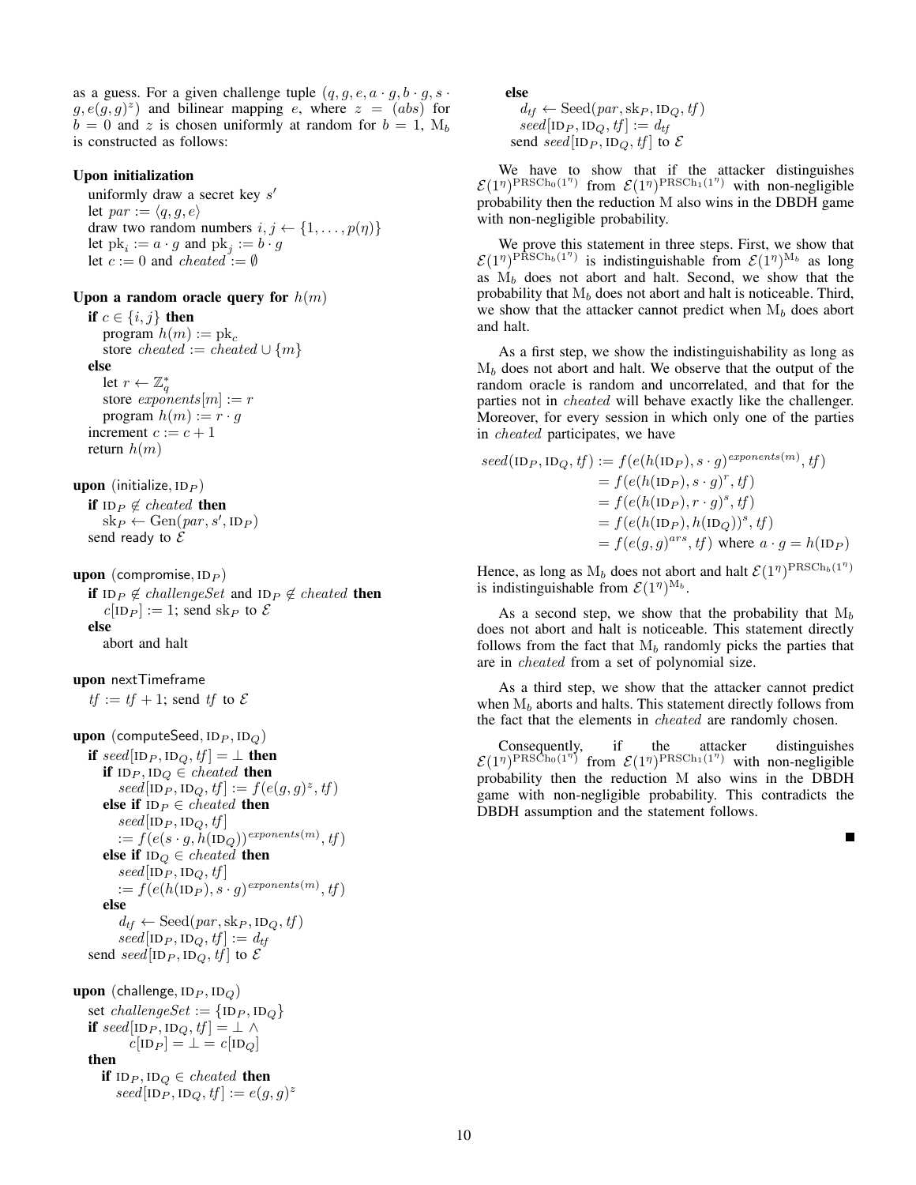as a guess. For a given challenge tuple $(q, g, e, a \cdot g, b \cdot g, s \cdot g, e(g,g)^z)$ and bilinear mapping $e$, where $z = (abs)$ for $b = 0$ and $z$ is chosen uniformly at random for $b = 1$, $\mathrm{M}_b$ is constructed as follows:

**Upon initialization**

uniformly draw a secret key $s'$
let $par := \langle q, g, e \rangle$
draw two random numbers $i, j \leftarrow \{1, \ldots, p(\eta)\}$
let $\mathrm{pk}_i := a \cdot g$ and $\mathrm{pk}_j := b \cdot g$
let $c := 0$ and $cheated := \emptyset$

**Upon a random oracle query for** $h(m)$

**if** $c \in \{i, j\}$ **then**
  program $h(m) := \mathrm{pk}_c$
  store $cheated := cheated \cup \{m\}$
**else**
  let $r \leftarrow \mathbb{Z}_q^*$
  store $exponents[m] := r$
  program $h(m) := r \cdot g$
increment $c := c + 1$
return $h(m)$

**upon** (initialize, $\mathrm{ID}_P$)

**if** $\mathrm{ID}_P \notin cheated$ **then**
  $\mathrm{sk}_P \leftarrow \mathrm{Gen}(par, s', \mathrm{ID}_P)$
send ready to $\mathcal{E}$

**upon** (compromise, $\mathrm{ID}_P$)

**if** $\mathrm{ID}_P \notin challengeSet$ and $\mathrm{ID}_P \notin cheated$ **then**
  $c[\mathrm{ID}_P] := 1$; send $\mathrm{sk}_P$ to $\mathcal{E}$
**else**
  abort and halt

**upon** nextTimeframe

$tf := tf + 1$; send $tf$ to $\mathcal{E}$

**upon** (computeSeed, $\mathrm{ID}_P, \mathrm{ID}_Q$)

**if** $seed[\mathrm{ID}_P, \mathrm{ID}_Q, tf] = \bot$ **then**
  **if** $\mathrm{ID}_P, \mathrm{ID}_Q \in cheated$ **then**
    $seed[\mathrm{ID}_P, \mathrm{ID}_Q, tf] := f(e(g,g)^z, tf)$
  **else if** $\mathrm{ID}_P \in cheated$ **then**
    $seed[\mathrm{ID}_P, \mathrm{ID}_Q, tf]$
    $:= f(e(s \cdot g, h(\mathrm{ID}_Q))^{exponents(m)}, tf)$
  **else if** $\mathrm{ID}_Q \in cheated$ **then**
    $seed[\mathrm{ID}_P, \mathrm{ID}_Q, tf]$
    $:= f(e(h(\mathrm{ID}_P), s \cdot g)^{exponents(m)}, tf)$
  **else**
    $d_{tf} \leftarrow \mathrm{Seed}(par, \mathrm{sk}_P, \mathrm{ID}_Q, tf)$
    $seed[\mathrm{ID}_P, \mathrm{ID}_Q, tf] := d_{tf}$
send $seed[\mathrm{ID}_P, \mathrm{ID}_Q, tf]$ to $\mathcal{E}$

**upon** (challenge, $\mathrm{ID}_P, \mathrm{ID}_Q$)

set $challengeSet := \{\mathrm{ID}_P, \mathrm{ID}_Q\}$
**if** $seed[\mathrm{ID}_P, \mathrm{ID}_Q, tf] = \bot \wedge$
    $c[\mathrm{ID}_P] = \bot = c[\mathrm{ID}_Q]$
**then**
  **if** $\mathrm{ID}_P, \mathrm{ID}_Q \in cheated$ **then**
    $seed[\mathrm{ID}_P, \mathrm{ID}_Q, tf] := e(g,g)^z$
  **else**
    $d_{tf} \leftarrow \mathrm{Seed}(par, \mathrm{sk}_P, \mathrm{ID}_Q, tf)$
    $seed[\mathrm{ID}_P, \mathrm{ID}_Q, tf] := d_{tf}$
send $seed[\mathrm{ID}_P, \mathrm{ID}_Q, tf]$ to $\mathcal{E}$

We have to show that if the attacker distinguishes $\mathcal{E}(1^\eta)^{\mathrm{PRSCh}_0(1^\eta)}$ from $\mathcal{E}(1^\eta)^{\mathrm{PRSCh}_1(1^\eta)}$ with non-negligible probability then the reduction $\mathrm{M}$ also wins in the DBDH game with non-negligible probability.

We prove this statement in three steps. First, we show that $\mathcal{E}(1^\eta)^{\mathrm{PRSCh}_b(1^\eta)}$ is indistinguishable from $\mathcal{E}(1^\eta)^{\mathrm{M}_b}$ as long as $\mathrm{M}_b$ does not abort and halt. Second, we show that the probability that $\mathrm{M}_b$ does not abort and halt is noticeable. Third, we show that the attacker cannot predict when $\mathrm{M}_b$ does abort and halt.

As a first step, we show the indistinguishability as long as $\mathrm{M}_b$ does not abort and halt. We observe that the output of the random oracle is random and uncorrelated, and that for the parties not in $cheated$ will behave exactly like the challenger. Moreover, for every session in which only one of the parties in $cheated$ participates, we have

$$
\begin{aligned}
seed(\mathrm{ID}_P, \mathrm{ID}_Q, tf) &:= f(e(h(\mathrm{ID}_P), s \cdot g)^{exponents(m)}, tf) \\
&= f(e(h(\mathrm{ID}_P), s \cdot g)^r, tf) \\
&= f(e(h(\mathrm{ID}_P), r \cdot g)^s, tf) \\
&= f(e(h(\mathrm{ID}_P), h(\mathrm{ID}_Q))^s, tf) \\
&= f(e(g,g)^{ars}, tf) \text{ where } a \cdot g = h(\mathrm{ID}_P)
\end{aligned}
$$

Hence, as long as $\mathrm{M}_b$ does not abort and halt $\mathcal{E}(1^\eta)^{\mathrm{PRSCh}_b(1^\eta)}$ is indistinguishable from $\mathcal{E}(1^\eta)^{\mathrm{M}_b}$.

As a second step, we show that the probability that $\mathrm{M}_b$ does not abort and halt is noticeable. This statement directly follows from the fact that $\mathrm{M}_b$ randomly picks the parties that are in $cheated$ from a set of polynomial size.

As a third step, we show that the attacker cannot predict when $\mathrm{M}_b$ aborts and halts. This statement directly follows from the fact that the elements in $cheated$ are randomly chosen.

Consequently, if the attacker distinguishes $\mathcal{E}(1^\eta)^{\mathrm{PRSCh}_0(1^\eta)}$ from $\mathcal{E}(1^\eta)^{\mathrm{PRSCh}_1(1^\eta)}$ with non-negligible probability then the reduction $\mathrm{M}$ also wins in the DBDH game with non-negligible probability. This contradicts the DBDH assumption and the statement follows.

■